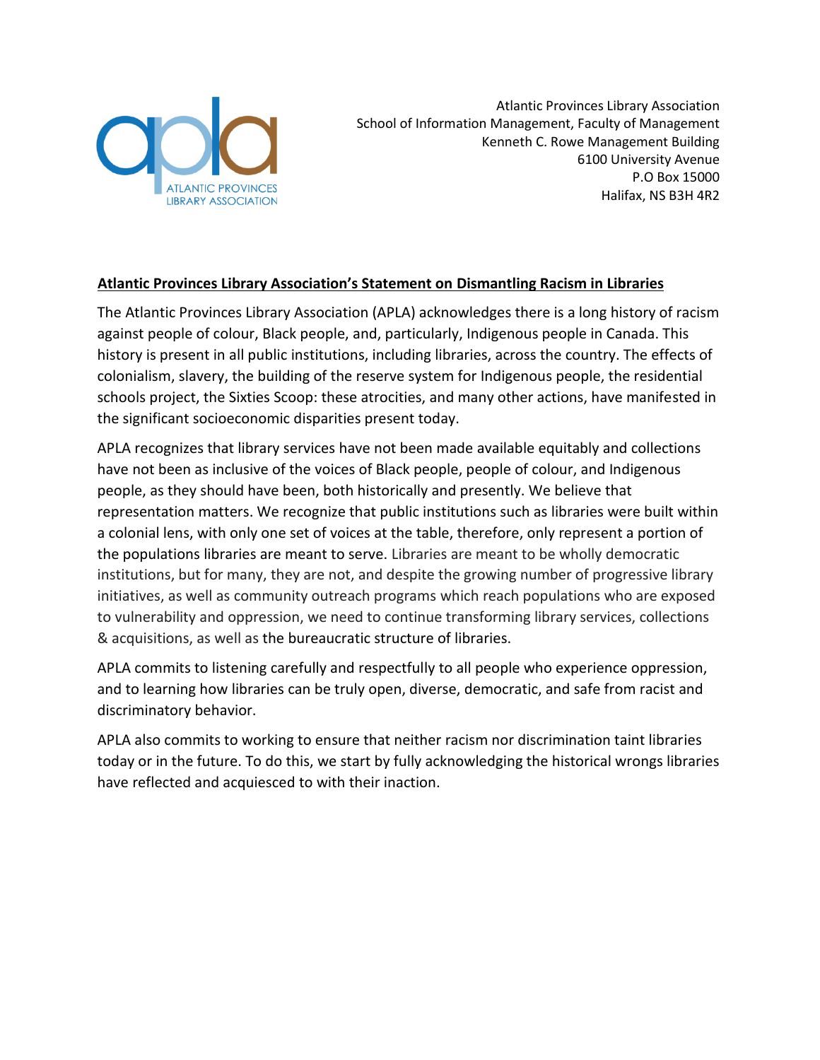Atlantic Provinces Library Association
School of Information Management, Faculty of Management
Kenneth C. Rowe Management Building
6100 University Avenue
P.O Box 15000
Halifax, NS B3H 4R2

## **Atlantic Provinces Library Association's Statement on Dismantling Racism in Libraries**

The Atlantic Provinces Library Association (APLA) acknowledges there is a long history of racism against people of colour, Black people, and, particularly, Indigenous people in Canada. This history is present in all public institutions, including libraries, across the country. The effects of colonialism, slavery, the building of the reserve system for Indigenous people, the residential schools project, the Sixties Scoop: these atrocities, and many other actions, have manifested in the significant socioeconomic disparities present today.

APLA recognizes that library services have not been made available equitably and collections have not been as inclusive of the voices of Black people, people of colour, and Indigenous people, as they should have been, both historically and presently. We believe that representation matters. We recognize that public institutions such as libraries were built within a colonial lens, with only one set of voices at the table, therefore, only represent a portion of the populations libraries are meant to serve. Libraries are meant to be wholly democratic institutions, but for many, they are not, and despite the growing number of progressive library initiatives, as well as community outreach programs which reach populations who are exposed to vulnerability and oppression, we need to continue transforming library services, collections & acquisitions, as well as the bureaucratic structure of libraries.

APLA commits to listening carefully and respectfully to all people who experience oppression, and to learning how libraries can be truly open, diverse, democratic, and safe from racist and discriminatory behavior.

APLA also commits to working to ensure that neither racism nor discrimination taint libraries today or in the future. To do this, we start by fully acknowledging the historical wrongs libraries have reflected and acquiesced to with their inaction.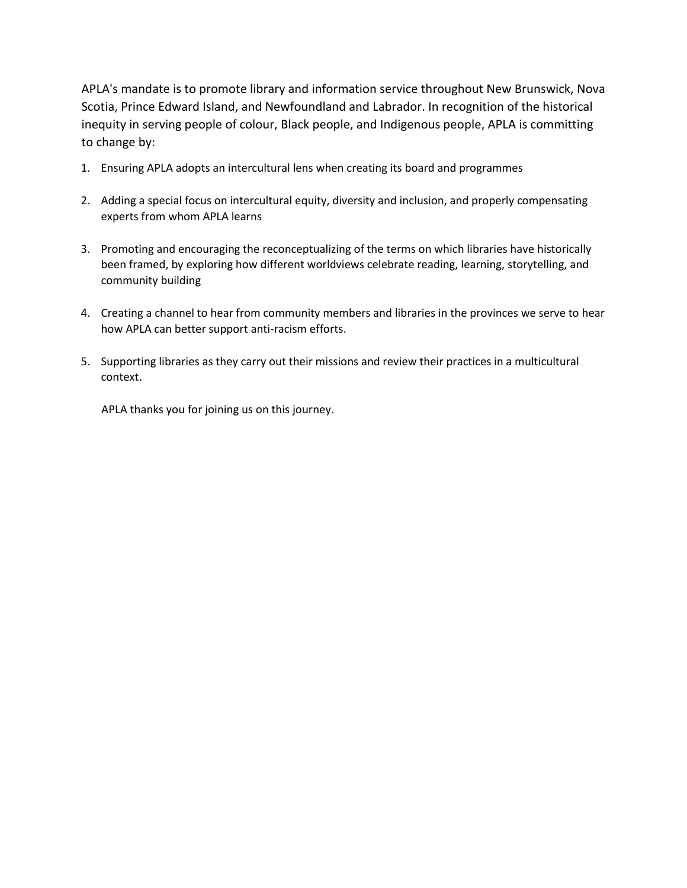APLA's mandate is to promote library and information service throughout New Brunswick, Nova Scotia, Prince Edward Island, and Newfoundland and Labrador. In recognition of the historical inequity in serving people of colour, Black people, and Indigenous people, APLA is committing to change by:

1. Ensuring APLA adopts an intercultural lens when creating its board and programmes
2. Adding a special focus on intercultural equity, diversity and inclusion, and properly compensating experts from whom APLA learns
3. Promoting and encouraging the reconceptualizing of the terms on which libraries have historically been framed, by exploring how different worldviews celebrate reading, learning, storytelling, and community building
4. Creating a channel to hear from community members and libraries in the provinces we serve to hear how APLA can better support anti-racism efforts.
5. Supporting libraries as they carry out their missions and review their practices in a multicultural context.

APLA thanks you for joining us on this journey.